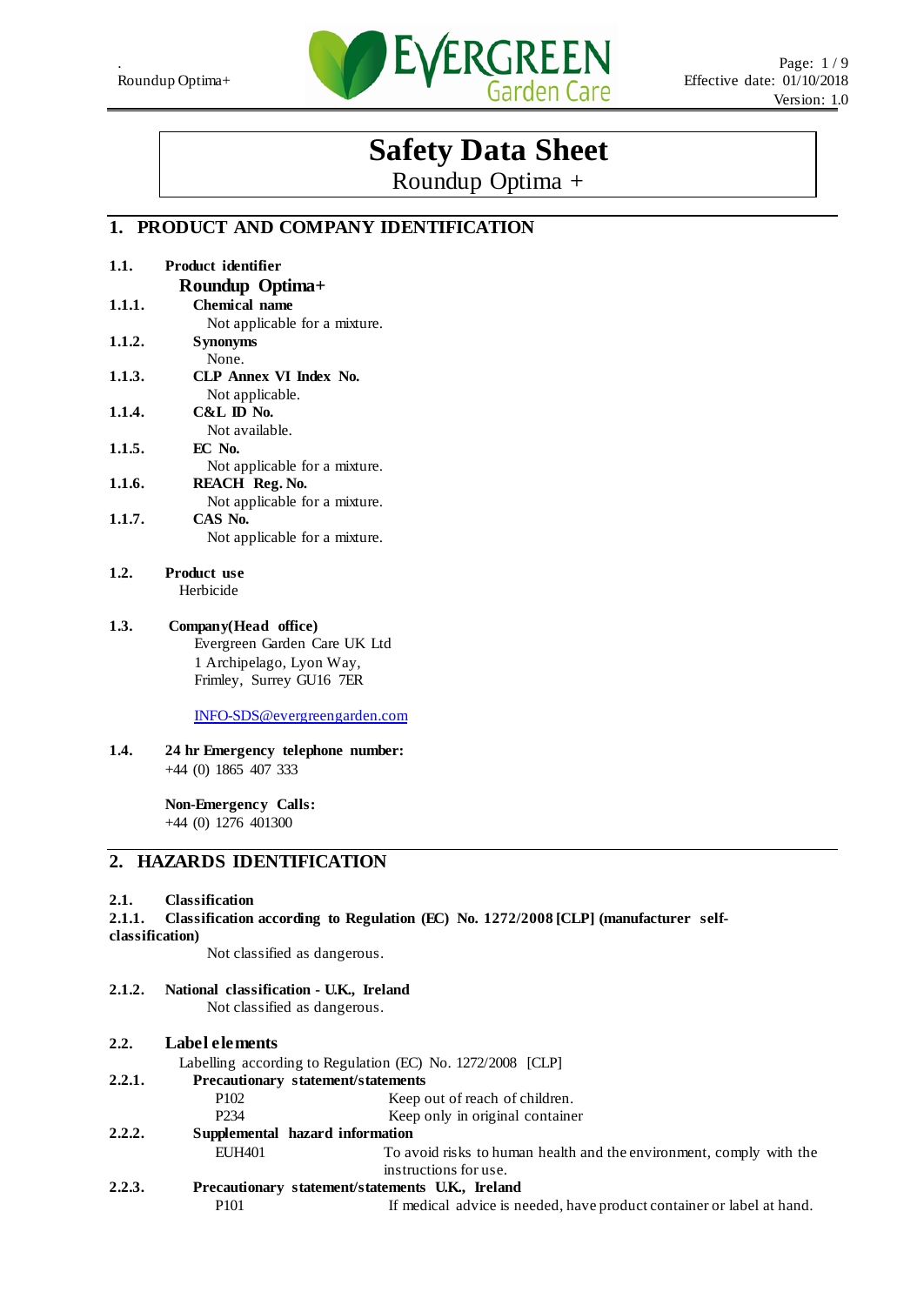# Safety Data Sheet

Roundup Optima +

## 1. PRODUCT AND COMPANY IDENTIFICATION

**1.1. Product identifier**

**Roundup Optima+**

**1.1.1. Chemical name**

Not applicable for a mixture.

**1.1.2. Synonyms**

None.

**1.1.3. CLP Annex VI Index No.**

Not applicable.

**1.1.4. C&L ID No.**

Not available.

**1.1.5. EC No.**

Not applicable for a mixture.

**1.1.6. REACH Reg. No.**

Not applicable for a mixture.

**1.1.7. CAS No.**

Not applicable for a mixture.

**1.2. Product use**

Herbicide

**1.3. Company(Head office)**

Evergreen Garden Care UK Ltd
1 Archipelago, Lyon Way,
Frimley, Surrey GU16 7ER

INFO-SDS@evergreengarden.com

**1.4. 24 hr Emergency telephone number:**

+44 (0) 1865 407 333

**Non-Emergency Calls:**

+44 (0) 1276 401300

## 2. HAZARDS IDENTIFICATION

**2.1. Classification**

**2.1.1. Classification according to Regulation (EC) No. 1272/2008 [CLP] (manufacturer self-classification)**

Not classified as dangerous.

**2.1.2. National classification - U.K., Ireland**

Not classified as dangerous.

**2.2. Label elements**

Labelling according to Regulation (EC) No. 1272/2008 [CLP]

**2.2.1. Precautionary statement/statements**

| | |
|---|---|
| P102 | Keep out of reach of children. |
| P234 | Keep only in original container |

**2.2.2. Supplemental hazard information**

| | |
|---|---|
| EUH401 | To avoid risks to human health and the environment, comply with the instructions for use. |

**2.2.3. Precautionary statement/statements U.K., Ireland**

| | |
|---|---|
| P101 | If medical advice is needed, have product container or label at hand. |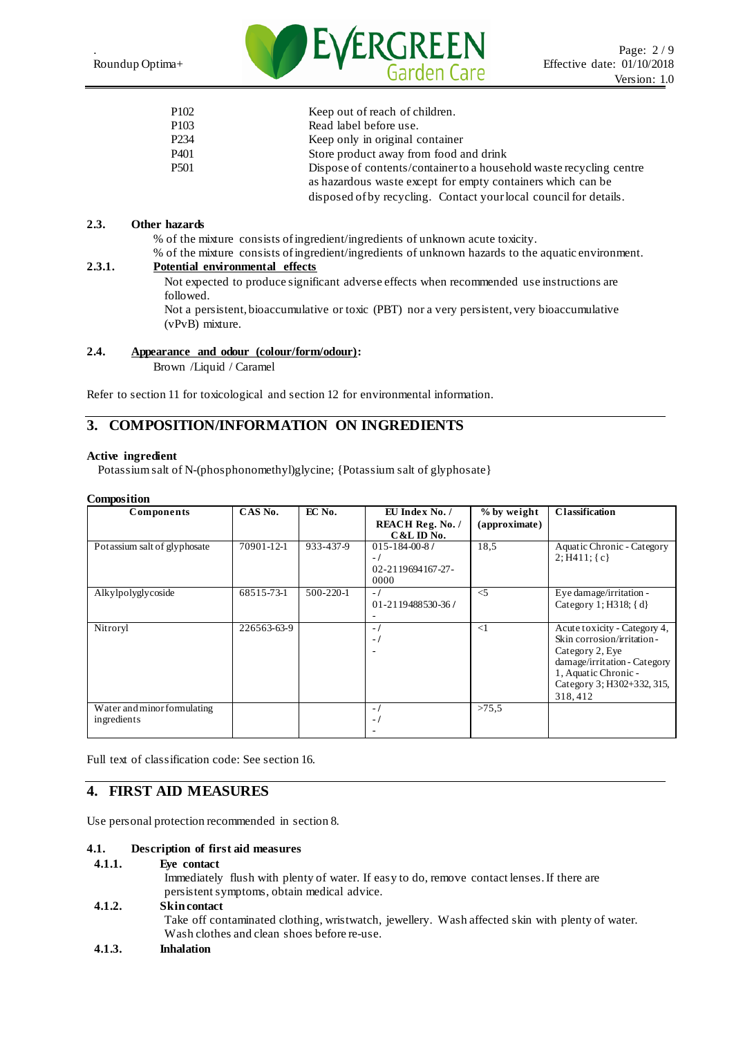| | |
|---|---|
| P102 | Keep out of reach of children. |
| P103 | Read label before use. |
| P234 | Keep only in original container |
| P401 | Store product away from food and drink |
| P501 | Dispose of contents/container to a household waste recycling centre as hazardous waste except for empty containers which can be disposed of by recycling. Contact your local council for details. |

### 2.3. Other hazards

% of the mixture consists of ingredient/ingredients of unknown acute toxicity.
% of the mixture consists of ingredient/ingredients of unknown hazards to the aquatic environment.

#### 2.3.1. Potential environmental effects

Not expected to produce significant adverse effects when recommended use instructions are followed.
Not a persistent, bioaccumulative or toxic (PBT) nor a very persistent, very bioaccumulative (vPvB) mixture.

### 2.4. Appearance and odour (colour/form/odour):

Brown /Liquid / Caramel

Refer to section 11 for toxicological and section 12 for environmental information.

## 3. COMPOSITION/INFORMATION ON INGREDIENTS

**Active ingredient**

Potassium salt of N-(phosphonomethyl)glycine; {Potassium salt of glyphosate}

**Composition**

| Components | CAS No. | EC No. | EU Index No. / REACH Reg. No. / C&L ID No. | % by weight (approximate) | Classification |
|---|---|---|---|---|---|
| Potassium salt of glyphosate | 70901-12-1 | 933-437-9 | 015-184-00-8 / - / 02-2119694167-27-0000 | 18,5 | Aquatic Chronic - Category 2; H411; { c} |
| Alkylpolyglycoside | 68515-73-1 | 500-220-1 | - / 01-2119488530-36 / - | <5 | Eye damage/irritation - Category 1; H318; { d} |
| Nitroryl | 226563-63-9 | | - / - / - | <1 | Acute toxicity - Category 4, Skin corrosion/irritation - Category 2, Eye damage/irritation - Category 1, Aquatic Chronic - Category 3; H302+332, 315, 318, 412 |
| Water and minor formulating ingredients | | | - / - / - | >75,5 | |

Full text of classification code: See section 16.

## 4. FIRST AID MEASURES

Use personal protection recommended in section 8.

### 4.1. Description of first aid measures

#### 4.1.1. Eye contact

Immediately flush with plenty of water. If easy to do, remove contact lenses. If there are persistent symptoms, obtain medical advice.

#### 4.1.2. Skin contact

Take off contaminated clothing, wristwatch, jewellery. Wash affected skin with plenty of water. Wash clothes and clean shoes before re-use.

#### 4.1.3. Inhalation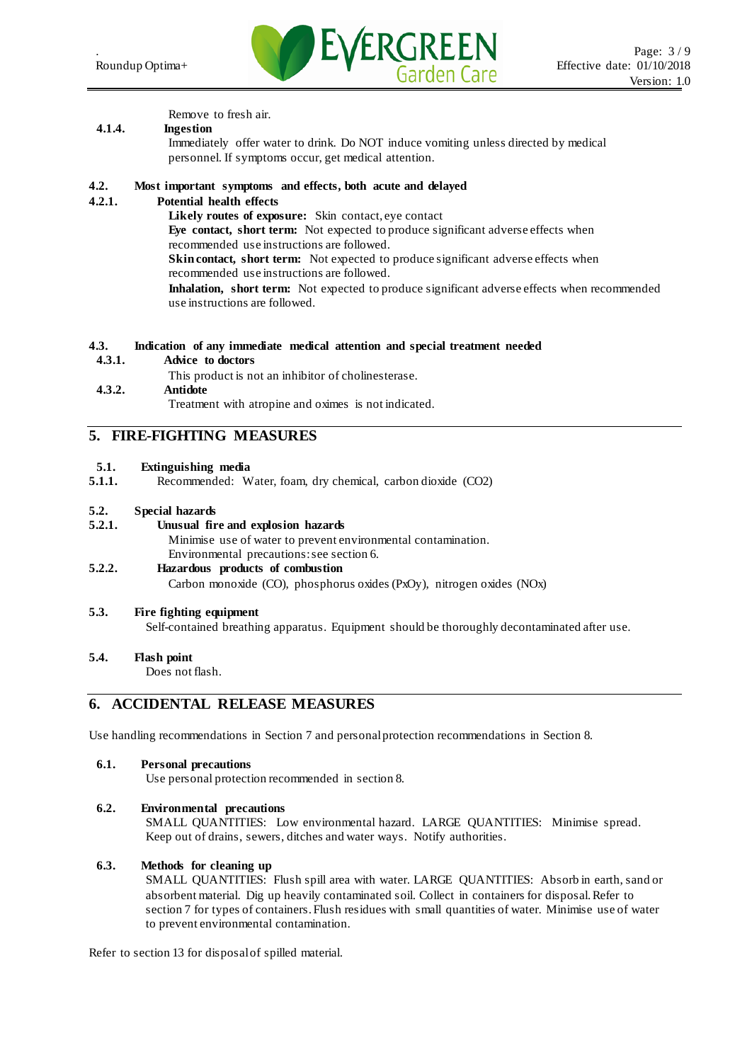Remove to fresh air.

**4.1.4. Ingestion**

Immediately offer water to drink. Do NOT induce vomiting unless directed by medical personnel. If symptoms occur, get medical attention.

**4.2. Most important symptoms and effects, both acute and delayed**

**4.2.1. Potential health effects**

**Likely routes of exposure:** Skin contact, eye contact

**Eye contact, short term:** Not expected to produce significant adverse effects when recommended use instructions are followed.

**Skin contact, short term:** Not expected to produce significant adverse effects when recommended use instructions are followed.

**Inhalation, short term:** Not expected to produce significant adverse effects when recommended use instructions are followed.

**4.3. Indication of any immediate medical attention and special treatment needed**

**4.3.1. Advice to doctors**

This product is not an inhibitor of cholinesterase.

**4.3.2. Antidote**

Treatment with atropine and oximes is not indicated.

## 5. FIRE-FIGHTING MEASURES

**5.1. Extinguishing media**

**5.1.1.** Recommended: Water, foam, dry chemical, carbon dioxide ($CO_2$)

**5.2. Special hazards**

**5.2.1. Unusual fire and explosion hazards**

Minimise use of water to prevent environmental contamination.
Environmental precautions: see section 6.

**5.2.2. Hazardous products of combustion**

Carbon monoxide (CO), phosphorus oxides ($P_xO_y$), nitrogen oxides ($NO_x$)

**5.3. Fire fighting equipment**

Self-contained breathing apparatus. Equipment should be thoroughly decontaminated after use.

**5.4. Flash point**

Does not flash.

## 6. ACCIDENTAL RELEASE MEASURES

Use handling recommendations in Section 7 and personal protection recommendations in Section 8.

**6.1. Personal precautions**

Use personal protection recommended in section 8.

**6.2. Environmental precautions**

SMALL QUANTITIES: Low environmental hazard. LARGE QUANTITIES: Minimise spread. Keep out of drains, sewers, ditches and water ways. Notify authorities.

**6.3. Methods for cleaning up**

SMALL QUANTITIES: Flush spill area with water. LARGE QUANTITIES: Absorb in earth, sand or absorbent material. Dig up heavily contaminated soil. Collect in containers for disposal. Refer to section 7 for types of containers. Flush residues with small quantities of water. Minimise use of water to prevent environmental contamination.

Refer to section 13 for disposal of spilled material.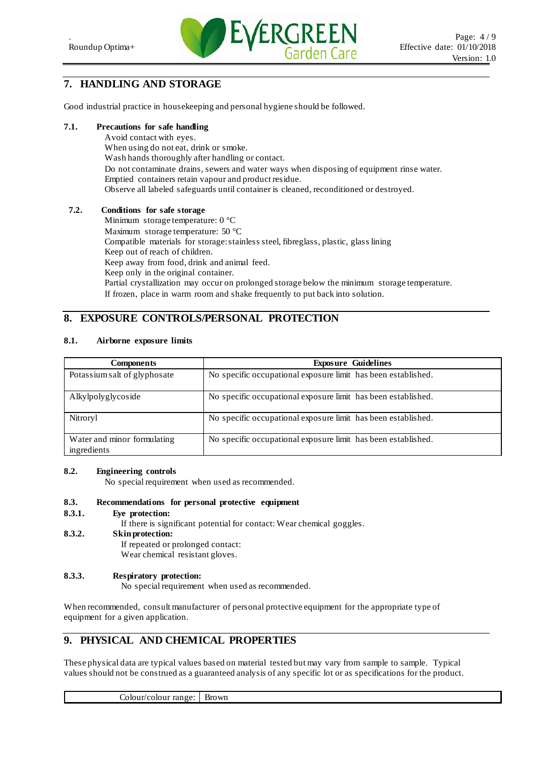## 7. HANDLING AND STORAGE

Good industrial practice in housekeeping and personal hygiene should be followed.

### 7.1. Precautions for safe handling

Avoid contact with eyes.
When using do not eat, drink or smoke.
Wash hands thoroughly after handling or contact.
Do not contaminate drains, sewers and water ways when disposing of equipment rinse water.
Emptied containers retain vapour and product residue.
Observe all labeled safeguards until container is cleaned, reconditioned or destroyed.

### 7.2. Conditions for safe storage

Minimum storage temperature: 0 °C
Maximum storage temperature: 50 °C
Compatible materials for storage: stainless steel, fibreglass, plastic, glass lining
Keep out of reach of children.
Keep away from food, drink and animal feed.
Keep only in the original container.
Partial crystallization may occur on prolonged storage below the minimum storage temperature.
If frozen, place in warm room and shake frequently to put back into solution.

## 8. EXPOSURE CONTROLS/PERSONAL PROTECTION

### 8.1. Airborne exposure limits

| Components | Exposure Guidelines |
|---|---|
| Potassium salt of glyphosate | No specific occupational exposure limit has been established. |
| Alkylpolyglycoside | No specific occupational exposure limit has been established. |
| Nitroryl | No specific occupational exposure limit has been established. |
| Water and minor formulating ingredients | No specific occupational exposure limit has been established. |

### 8.2. Engineering controls

No special requirement when used as recommended.

### 8.3. Recommendations for personal protective equipment

#### 8.3.1. Eye protection:

If there is significant potential for contact: Wear chemical goggles.

#### 8.3.2. Skin protection:

If repeated or prolonged contact:
Wear chemical resistant gloves.

#### 8.3.3. Respiratory protection:

No special requirement when used as recommended.

When recommended, consult manufacturer of personal protective equipment for the appropriate type of equipment for a given application.

## 9. PHYSICAL AND CHEMICAL PROPERTIES

These physical data are typical values based on material tested but may vary from sample to sample. Typical values should not be construed as a guaranteed analysis of any specific lot or as specifications for the product.

| Colour/colour range: | Brown |
|---|---|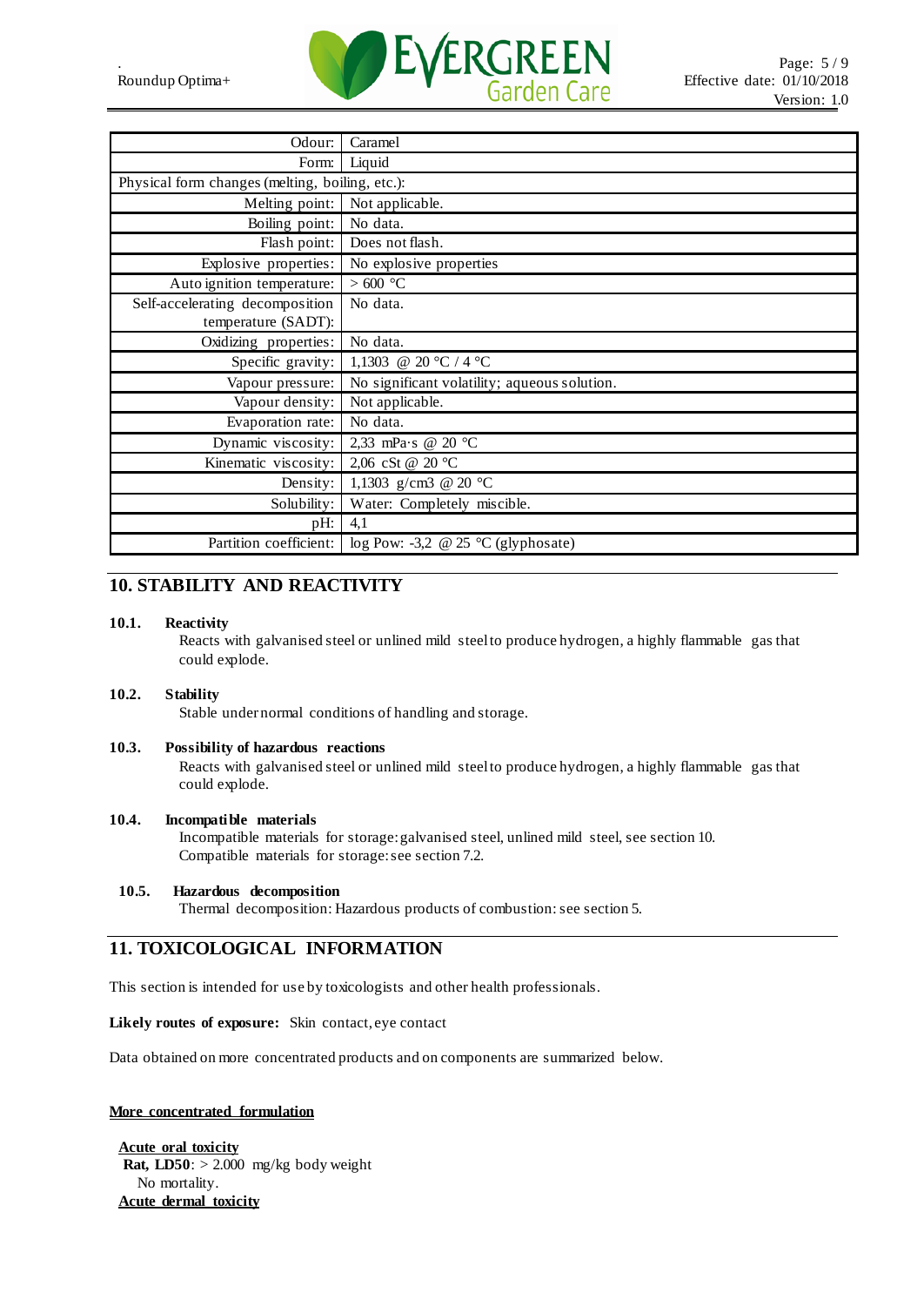| | |
|---|---|
| Odour: | Caramel |
| Form: | Liquid |
| Physical form changes (melting, boiling, etc.): | |
| Melting point: | Not applicable. |
| Boiling point: | No data. |
| Flash point: | Does not flash. |
| Explosive properties: | No explosive properties |
| Auto ignition temperature: | > 600 °C |
| Self-accelerating decomposition temperature (SADT): | No data. |
| Oxidizing properties: | No data. |
| Specific gravity: | 1,1303 @ 20 °C / 4 °C |
| Vapour pressure: | No significant volatility; aqueous solution. |
| Vapour density: | Not applicable. |
| Evaporation rate: | No data. |
| Dynamic viscosity: | 2,33 mPa·s @ 20 °C |
| Kinematic viscosity: | 2,06 cSt @ 20 °C |
| Density: | 1,1303 g/cm3 @ 20 °C |
| Solubility: | Water: Completely miscible. |
| pH: | 4,1 |
| Partition coefficient: | log Pow: -3,2 @ 25 °C (glyphosate) |

## 10. STABILITY AND REACTIVITY

**10.1. Reactivity**

Reacts with galvanised steel or unlined mild steel to produce hydrogen, a highly flammable gas that could explode.

**10.2. Stability**

Stable under normal conditions of handling and storage.

**10.3. Possibility of hazardous reactions**

Reacts with galvanised steel or unlined mild steel to produce hydrogen, a highly flammable gas that could explode.

**10.4. Incompatible materials**

Incompatible materials for storage: galvanised steel, unlined mild steel, see section 10.
Compatible materials for storage: see section 7.2.

**10.5. Hazardous decomposition**

Thermal decomposition: Hazardous products of combustion: see section 5.

## 11. TOXICOLOGICAL INFORMATION

This section is intended for use by toxicologists and other health professionals.

**Likely routes of exposure:** Skin contact, eye contact

Data obtained on more concentrated products and on components are summarized below.

**More concentrated formulation**

**Acute oral toxicity**
**Rat, LD50**: > 2.000 mg/kg body weight
No mortality.

**Acute dermal toxicity**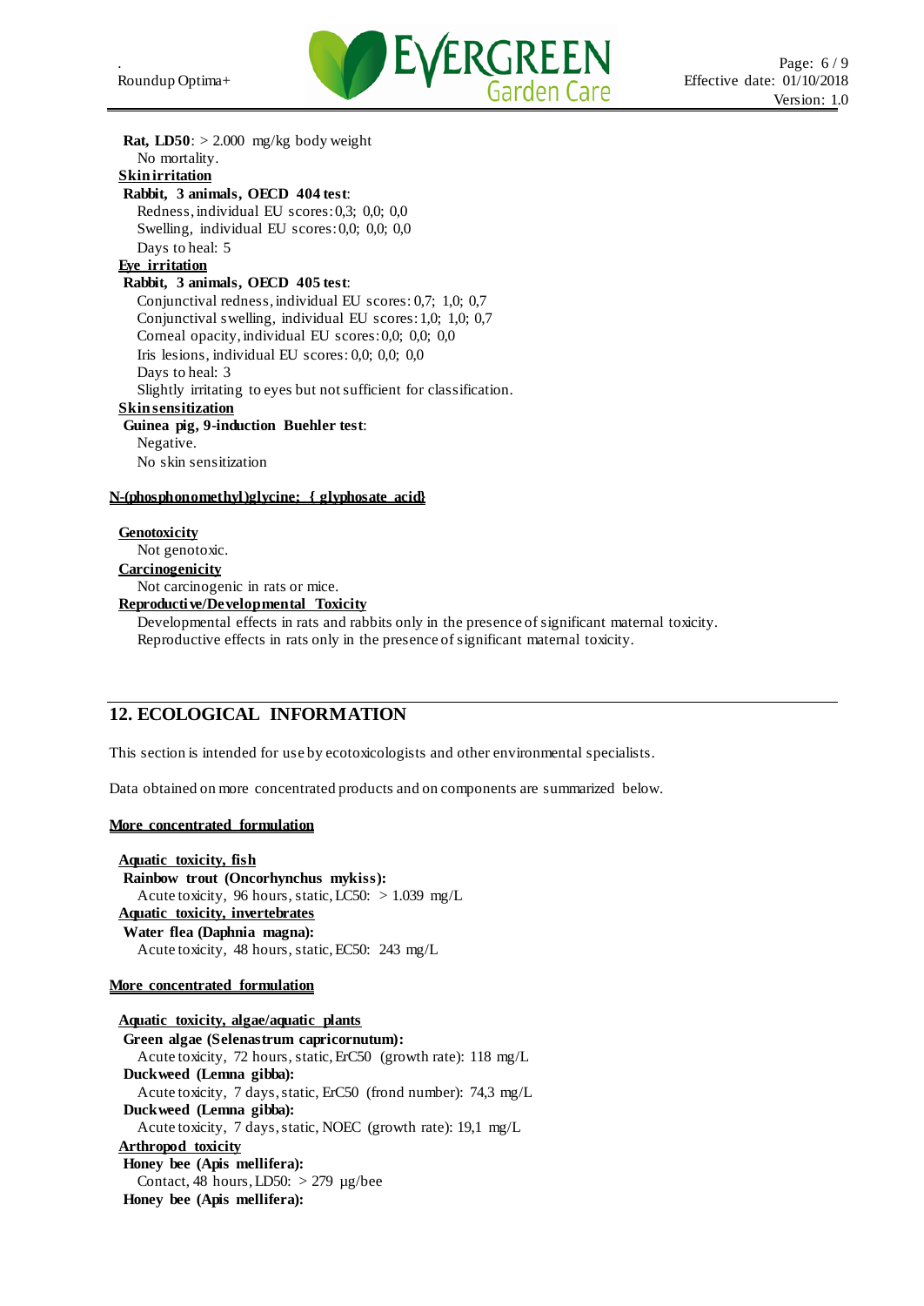**Rat, LD50**: > 2.000 mg/kg body weight
No mortality.

**Skin irritation**

**Rabbit, 3 animals, OECD 404 test**:
Redness, individual EU scores: 0,3; 0,0; 0,0
Swelling, individual EU scores: 0,0; 0,0; 0,0
Days to heal: 5

**Eye irritation**

**Rabbit, 3 animals, OECD 405 test**:
Conjunctival redness, individual EU scores: 0,7; 1,0; 0,7
Conjunctival swelling, individual EU scores: 1,0; 1,0; 0,7
Corneal opacity, individual EU scores: 0,0; 0,0; 0,0
Iris lesions, individual EU scores: 0,0; 0,0; 0,0
Days to heal: 3
Slightly irritating to eyes but not sufficient for classification.

**Skin sensitization**

**Guinea pig, 9-induction Buehler test**:
Negative.
No skin sensitization

**N-(phosphonomethyl)glycine; { glyphosate acid}**

**Genotoxicity**

Not genotoxic.

**Carcinogenicity**

Not carcinogenic in rats or mice.

**Reproductive/Developmental Toxicity**

Developmental effects in rats and rabbits only in the presence of significant maternal toxicity.
Reproductive effects in rats only in the presence of significant maternal toxicity.

## 12. ECOLOGICAL INFORMATION

This section is intended for use by ecotoxicologists and other environmental specialists.

Data obtained on more concentrated products and on components are summarized below.

**More concentrated formulation**

**Aquatic toxicity, fish**

**Rainbow trout (Oncorhynchus mykiss):**
Acute toxicity, 96 hours, static, LC50: > 1.039 mg/L

**Aquatic toxicity, invertebrates**

**Water flea (Daphnia magna):**
Acute toxicity, 48 hours, static, EC50: 243 mg/L

**More concentrated formulation**

**Aquatic toxicity, algae/aquatic plants**

**Green algae (Selenastrum capricornutum):**
Acute toxicity, 72 hours, static, ErC50 (growth rate): 118 mg/L

**Duckweed (Lemna gibba):**
Acute toxicity, 7 days, static, ErC50 (frond number): 74,3 mg/L

**Duckweed (Lemna gibba):**
Acute toxicity, 7 days, static, NOEC (growth rate): 19,1 mg/L

**Arthropod toxicity**

**Honey bee (Apis mellifera):**
Contact, 48 hours, LD50: > 279 µg/bee

**Honey bee (Apis mellifera):**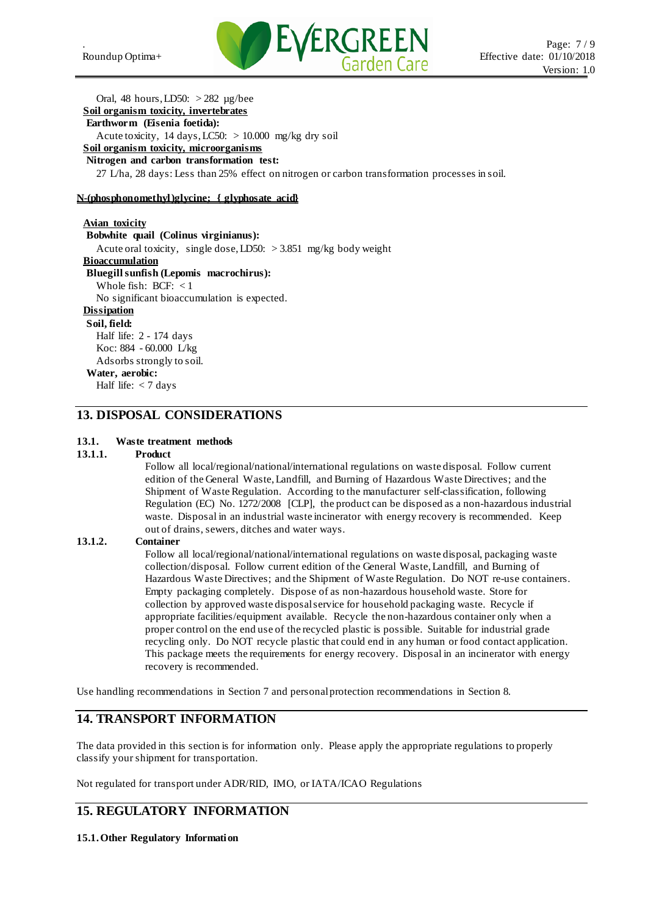Oral, 48 hours, LD50: > 282 µg/bee

**Soil organism toxicity, invertebrates**

**Earthworm (Eisenia foetida):**

Acute toxicity, 14 days, LC50: > 10.000 mg/kg dry soil

**Soil organism toxicity, microorganisms**

**Nitrogen and carbon transformation test:**

27 L/ha, 28 days: Less than 25% effect on nitrogen or carbon transformation processes in soil.

**N-(phosphonomethyl)glycine; { glyphosate acid}**

**Avian toxicity**

**Bobwhite quail (Colinus virginianus):**

Acute oral toxicity, single dose, LD50: > 3.851 mg/kg body weight

**Bioaccumulation**

**Bluegill sunfish (Lepomis macrochirus):**

Whole fish: BCF: < 1

No significant bioaccumulation is expected.

**Dissipation**

**Soil, field:**

Half life: 2 - 174 days

Koc: 884 - 60.000 L/kg

Adsorbs strongly to soil.

**Water, aerobic:**

Half life: < 7 days

## 13. DISPOSAL CONSIDERATIONS

**13.1. Waste treatment methods**

**13.1.1. Product**

Follow all local/regional/national/international regulations on waste disposal. Follow current edition of the General Waste, Landfill, and Burning of Hazardous Waste Directives; and the Shipment of Waste Regulation. According to the manufacturer self-classification, following Regulation (EC) No. 1272/2008 [CLP], the product can be disposed as a non-hazardous industrial waste. Disposal in an industrial waste incinerator with energy recovery is recommended. Keep out of drains, sewers, ditches and water ways.

**13.1.2. Container**

Follow all local/regional/national/international regulations on waste disposal, packaging waste collection/disposal. Follow current edition of the General Waste, Landfill, and Burning of Hazardous Waste Directives; and the Shipment of Waste Regulation. Do NOT re-use containers. Empty packaging completely. Dispose of as non-hazardous household waste. Store for collection by approved waste disposal service for household packaging waste. Recycle if appropriate facilities/equipment available. Recycle the non-hazardous container only when a proper control on the end use of the recycled plastic is possible. Suitable for industrial grade recycling only. Do NOT recycle plastic that could end in any human or food contact application. This package meets the requirements for energy recovery. Disposal in an incinerator with energy recovery is recommended.

Use handling recommendations in Section 7 and personal protection recommendations in Section 8.

## 14. TRANSPORT INFORMATION

The data provided in this section is for information only. Please apply the appropriate regulations to properly classify your shipment for transportation.

Not regulated for transport under ADR/RID, IMO, or IATA/ICAO Regulations

## 15. REGULATORY INFORMATION

**15.1. Other Regulatory Information**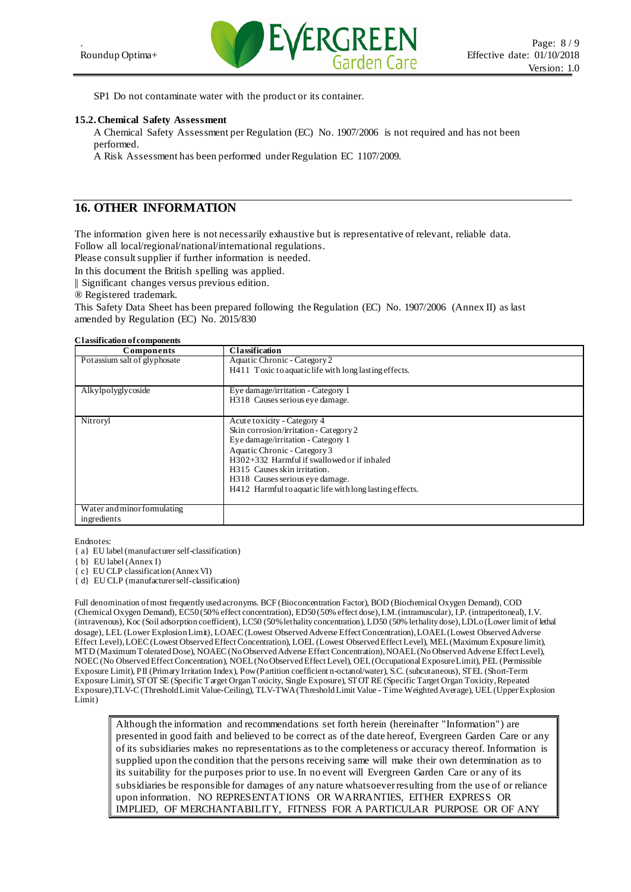SP1 Do not contaminate water with the product or its container.

### 15.2. Chemical Safety Assessment

A Chemical Safety Assessment per Regulation (EC) No. 1907/2006 is not required and has not been performed.

A Risk Assessment has been performed under Regulation EC 1107/2009.

## 16. OTHER INFORMATION

The information given here is not necessarily exhaustive but is representative of relevant, reliable data.
Follow all local/regional/national/international regulations.
Please consult supplier if further information is needed.
In this document the British spelling was applied.
‖ Significant changes versus previous edition.
® Registered trademark.
This Safety Data Sheet has been prepared following the Regulation (EC) No. 1907/2006 (Annex II) as last amended by Regulation (EC) No. 2015/830

**Classification of components**

| Components | Classification |
|---|---|
| Potassium salt of glyphosate | Aquatic Chronic - Category 2<br>H411 Toxic to aquatic life with long lasting effects. |
| Alkylpolyglycoside | Eye damage/irritation - Category 1<br>H318 Causes serious eye damage. |
| Nitroryl | Acute toxicity - Category 4<br>Skin corrosion/irritation - Category 2<br>Eye damage/irritation - Category 1<br>Aquatic Chronic - Category 3<br>H302+332 Harmful if swallowed or if inhaled<br>H315 Causes skin irritation.<br>H318 Causes serious eye damage.<br>H412 Harmful to aquatic life with long lasting effects. |
| Water and minor formulating ingredients | |

Endnotes:
{ a} EU label (manufacturer self-classification)
{ b} EU label (Annex I)
{ c} EU CLP classification (Annex VI)
{ d} EU CLP (manufacturer self-classification)

Full denomination of most frequently used acronyms. BCF (Bioconcentration Factor), BOD (Biochemical Oxygen Demand), COD (Chemical Oxygen Demand), EC50 (50% effect concentration), ED50 (50% effect dose), I.M. (intramuscular), I.P. (intraperitoneal), I.V. (intravenous), Koc (Soil adsorption coefficient), LC50 (50% lethality concentration), LD50 (50% lethality dose), LDLo (Lower limit of lethal dosage), LEL (Lower Explosion Limit), LOAEC (Lowest Observed Adverse Effect Concentration), LOAEL (Lowest Observed Adverse Effect Level), LOEC (Lowest Observed Effect Concentration), LOEL (Lowest Observed Effect Level), MEL (Maximum Exposure limit), MTD (Maximum Tolerated Dose), NOAEC (No Observed Adverse Effect Concentration), NOAEL (No Observed Adverse Effect Level), NOEC (No Observed Effect Concentration), NOEL (No Observed Effect Level), OEL (Occupational Exposure Limit), PEL (Permissible Exposure Limit), PII (Primary Irritation Index), Pow (Partition coefficient n-octanol/water), S.C. (subcutaneous), STEL (Short-Term Exposure Limit), STOT SE (Specific Target Organ Toxicity, Single Exposure), STOT RE (Specific Target Organ Toxicity, Repeated Exposure), TLV-C (Threshold Limit Value-Ceiling), TLV-TWA (Threshold Limit Value - Time Weighted Average), UEL (Upper Explosion Limit)

> Although the information and recommendations set forth herein (hereinafter "Information") are presented in good faith and believed to be correct as of the date hereof, Evergreen Garden Care or any of its subsidiaries makes no representations as to the completeness or accuracy thereof. Information is supplied upon the condition that the persons receiving same will make their own determination as to its suitability for the purposes prior to use. In no event will Evergreen Garden Care or any of its subsidiaries be responsible for damages of any nature whatsoever resulting from the use of or reliance upon information. NO REPRESENTATIONS OR WARRANTIES, EITHER EXPRESS OR IMPLIED, OF MERCHANTABILITY, FITNESS FOR A PARTICULAR PURPOSE OR OF ANY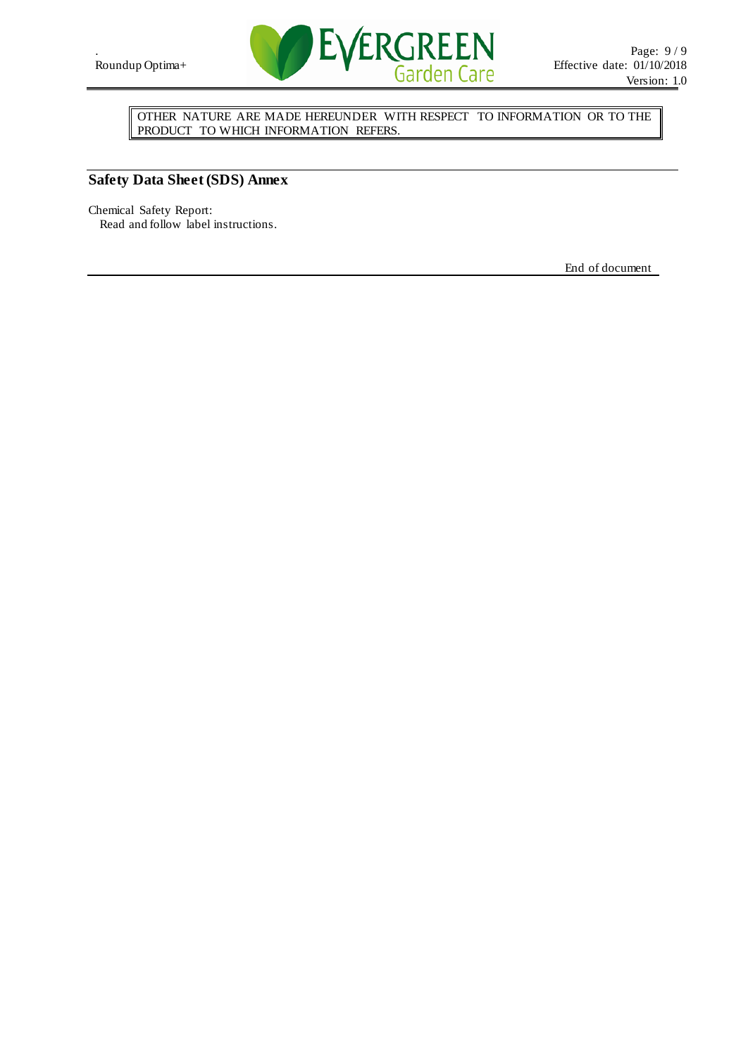OTHER NATURE ARE MADE HEREUNDER WITH RESPECT TO INFORMATION OR TO THE PRODUCT TO WHICH INFORMATION REFERS.

## Safety Data Sheet (SDS) Annex

Chemical Safety Report:
Read and follow label instructions.

End of document